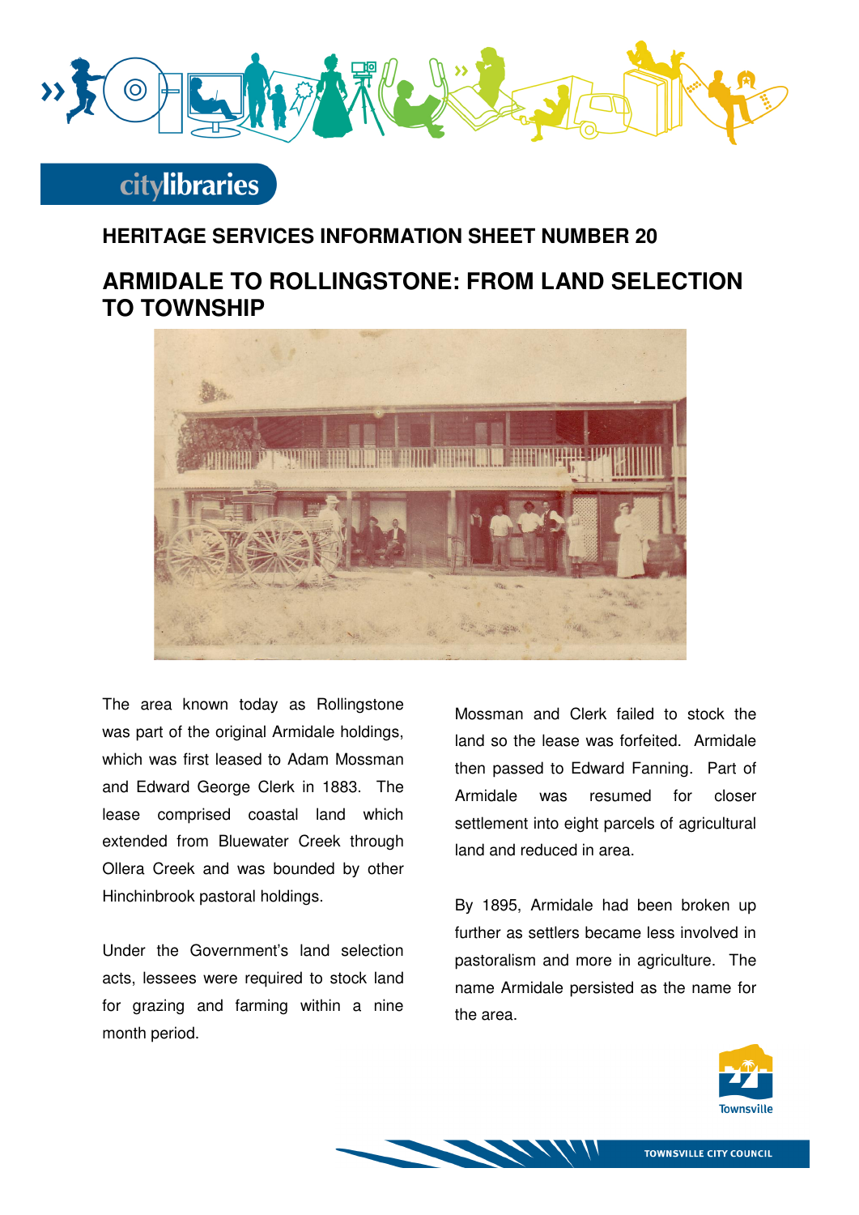## HERITAGE SERVICES INFORMATION SHEET NUMBER 20

# ARMIDALE TO ROLLINGSTONE: FROM LAND SELECTION TO TOWNSHIP

The area known today as Rollingstone was part of the original Armidale holdings, which was first leased to Adam Mossman and Edward George Clerk in 1883. The lease comprised coastal land which extended from Bluewater Creek through Ollera Creek and was bounded by other Hinchinbrook pastoral holdings.

Under the Government's land selection acts, lessees were required to stock land for grazing and farming within a nine month period.

Mossman and Clerk failed to stock the land so the lease was forfeited. Armidale then passed to Edward Fanning. Part of Armidale was resumed for closer settlement into eight parcels of agricultural land and reduced in area.

By 1895, Armidale had been broken up further as settlers became less involved in pastoralism and more in agriculture. The name Armidale persisted as the name for the area.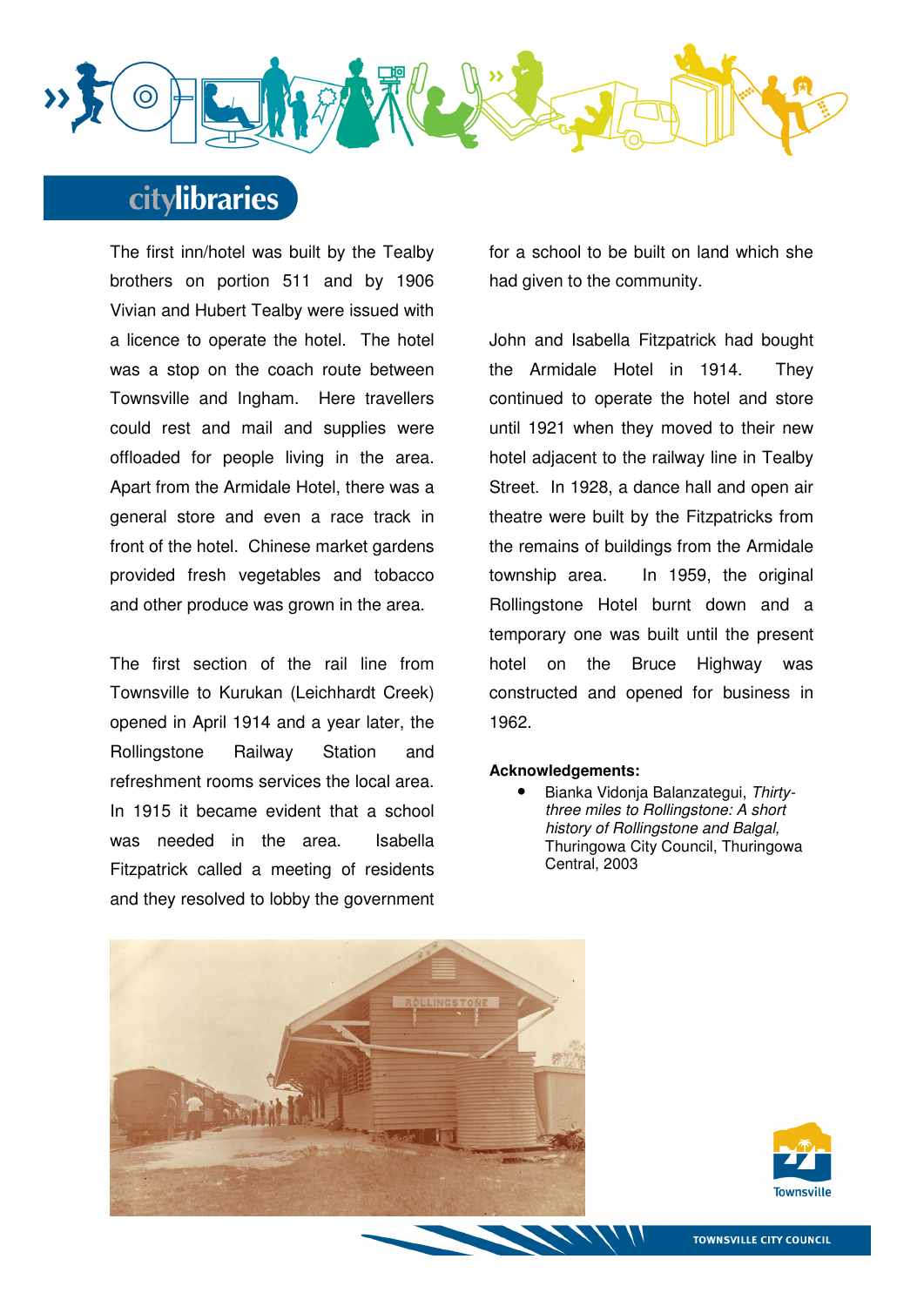The first inn/hotel was built by the Tealby brothers on portion 511 and by 1906 Vivian and Hubert Tealby were issued with a licence to operate the hotel. The hotel was a stop on the coach route between Townsville and Ingham. Here travellers could rest and mail and supplies were offloaded for people living in the area. Apart from the Armidale Hotel, there was a general store and even a race track in front of the hotel. Chinese market gardens provided fresh vegetables and tobacco and other produce was grown in the area.

The first section of the rail line from Townsville to Kurukan (Leichhardt Creek) opened in April 1914 and a year later, the Rollingstone Railway Station and refreshment rooms services the local area. In 1915 it became evident that a school was needed in the area. Isabella Fitzpatrick called a meeting of residents and they resolved to lobby the government for a school to be built on land which she had given to the community.

John and Isabella Fitzpatrick had bought the Armidale Hotel in 1914. They continued to operate the hotel and store until 1921 when they moved to their new hotel adjacent to the railway line in Tealby Street. In 1928, a dance hall and open air theatre were built by the Fitzpatricks from the remains of buildings from the Armidale township area. In 1959, the original Rollingstone Hotel burnt down and a temporary one was built until the present hotel on the Bruce Highway was constructed and opened for business in 1962.

**Acknowledgements:**

- Bianka Vidonja Balanzategui, *Thirty-three miles to Rollingstone: A short history of Rollingstone and Balgal,* Thuringowa City Council, Thuringowa Central, 2003